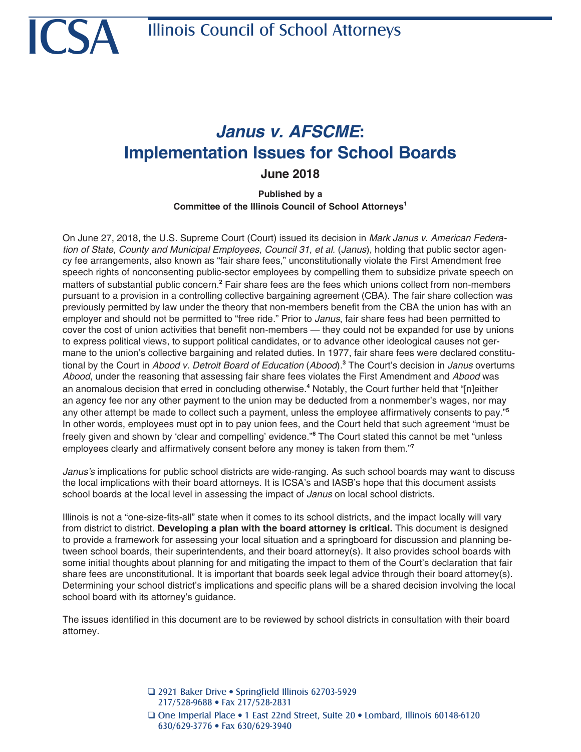# ICSA Illinois Council of School Attorneys

## *Janus v. AFSCME*: Implementation Issues for School Boards

### June 2018

**Published by a Committee of the Illinois Council of School Attorneys[1]**

On June 27, 2018, the U.S. Supreme Court (Court) issued its decision in *Mark Janus v. American Federation of State, County and Municipal Employees, Council 31, et al.* (*Janus*), holding that public sector agency fee arrangements, also known as "fair share fees," unconstitutionally violate the First Amendment free speech rights of nonconsenting public-sector employees by compelling them to subsidize private speech on matters of substantial public concern.[2] Fair share fees are the fees which unions collect from non-members pursuant to a provision in a controlling collective bargaining agreement (CBA). The fair share collection was previously permitted by law under the theory that non-members benefit from the CBA the union has with an employer and should not be permitted to "free ride." Prior to *Janus*, fair share fees had been permitted to cover the cost of union activities that benefit non-members — they could not be expanded for use by unions to express political views, to support political candidates, or to advance other ideological causes not germane to the union's collective bargaining and related duties. In 1977, fair share fees were declared constitutional by the Court in *Abood v. Detroit Board of Education* (*Abood*).[3] The Court's decision in *Janus* overturns *Abood*, under the reasoning that assessing fair share fees violates the First Amendment and *Abood* was an anomalous decision that erred in concluding otherwise.[4] Notably, the Court further held that "[n]either an agency fee nor any other payment to the union may be deducted from a nonmember's wages, nor may any other attempt be made to collect such a payment, unless the employee affirmatively consents to pay."[5] In other words, employees must opt in to pay union fees, and the Court held that such agreement "must be freely given and shown by 'clear and compelling' evidence."[6] The Court stated this cannot be met "unless employees clearly and affirmatively consent before any money is taken from them."[7]

*Janus's* implications for public school districts are wide-ranging. As such school boards may want to discuss the local implications with their board attorneys. It is ICSA's and IASB's hope that this document assists school boards at the local level in assessing the impact of *Janus* on local school districts.

Illinois is not a "one-size-fits-all" state when it comes to its school districts, and the impact locally will vary from district to district. **Developing a plan with the board attorney is critical.** This document is designed to provide a framework for assessing your local situation and a springboard for discussion and planning between school boards, their superintendents, and their board attorney(s). It also provides school boards with some initial thoughts about planning for and mitigating the impact to them of the Court's declaration that fair share fees are unconstitutional. It is important that boards seek legal advice through their board attorney(s). Determining your school district's implications and specific plans will be a shared decision involving the local school board with its attorney's guidance.

The issues identified in this document are to be reviewed by school districts in consultation with their board attorney.

- 2921 Baker Drive • Springfield Illinois 62703-5929
  217/528-9688 • Fax 217/528-2831
- One Imperial Place • 1 East 22nd Street, Suite 20 • Lombard, Illinois 60148-6120
  630/629-3776 • Fax 630/629-3940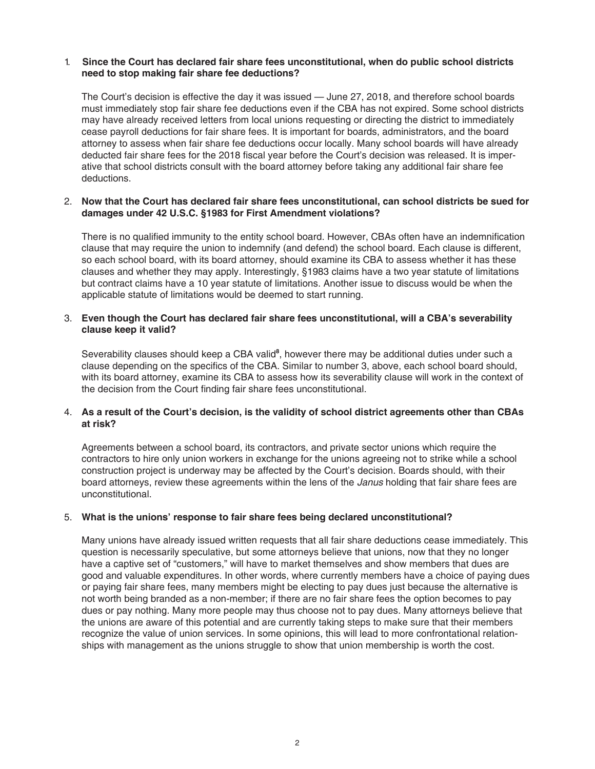1. **Since the Court has declared fair share fees unconstitutional, when do public school districts need to stop making fair share fee deductions?**

   The Court's decision is effective the day it was issued — June 27, 2018, and therefore school boards must immediately stop fair share fee deductions even if the CBA has not expired. Some school districts may have already received letters from local unions requesting or directing the district to immediately cease payroll deductions for fair share fees. It is important for boards, administrators, and the board attorney to assess when fair share fee deductions occur locally. Many school boards will have already deducted fair share fees for the 2018 fiscal year before the Court's decision was released. It is imperative that school districts consult with the board attorney before taking any additional fair share fee deductions.

2. **Now that the Court has declared fair share fees unconstitutional, can school districts be sued for damages under 42 U.S.C. §1983 for First Amendment violations?**

   There is no qualified immunity to the entity school board. However, CBAs often have an indemnification clause that may require the union to indemnify (and defend) the school board. Each clause is different, so each school board, with its board attorney, should examine its CBA to assess whether it has these clauses and whether they may apply. Interestingly, §1983 claims have a two year statute of limitations but contract claims have a 10 year statute of limitations. Another issue to discuss would be when the applicable statute of limitations would be deemed to start running.

3. **Even though the Court has declared fair share fees unconstitutional, will a CBA's severability clause keep it valid?**

   Severability clauses should keep a CBA valid[8], however there may be additional duties under such a clause depending on the specifics of the CBA. Similar to number 3, above, each school board should, with its board attorney, examine its CBA to assess how its severability clause will work in the context of the decision from the Court finding fair share fees unconstitutional.

4. **As a result of the Court's decision, is the validity of school district agreements other than CBAs at risk?**

   Agreements between a school board, its contractors, and private sector unions which require the contractors to hire only union workers in exchange for the unions agreeing not to strike while a school construction project is underway may be affected by the Court's decision. Boards should, with their board attorneys, review these agreements within the lens of the *Janus* holding that fair share fees are unconstitutional.

5. **What is the unions' response to fair share fees being declared unconstitutional?**

   Many unions have already issued written requests that all fair share deductions cease immediately. This question is necessarily speculative, but some attorneys believe that unions, now that they no longer have a captive set of "customers," will have to market themselves and show members that dues are good and valuable expenditures. In other words, where currently members have a choice of paying dues or paying fair share fees, many members might be electing to pay dues just because the alternative is not worth being branded as a non-member; if there are no fair share fees the option becomes to pay dues or pay nothing. Many more people may thus choose not to pay dues. Many attorneys believe that the unions are aware of this potential and are currently taking steps to make sure that their members recognize the value of union services. In some opinions, this will lead to more confrontational relationships with management as the unions struggle to show that union membership is worth the cost.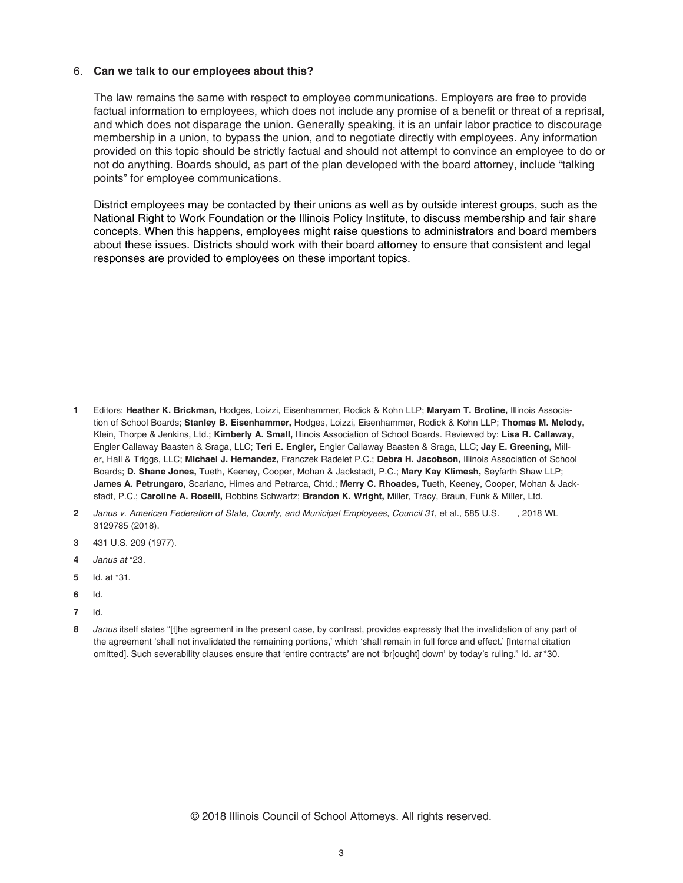6. **Can we talk to our employees about this?**

   The law remains the same with respect to employee communications. Employers are free to provide factual information to employees, which does not include any promise of a benefit or threat of a reprisal, and which does not disparage the union. Generally speaking, it is an unfair labor practice to discourage membership in a union, to bypass the union, and to negotiate directly with employees. Any information provided on this topic should be strictly factual and should not attempt to convince an employee to do or not do anything. Boards should, as part of the plan developed with the board attorney, include "talking points" for employee communications.

   District employees may be contacted by their unions as well as by outside interest groups, such as the National Right to Work Foundation or the Illinois Policy Institute, to discuss membership and fair share concepts. When this happens, employees might raise questions to administrators and board members about these issues. Districts should work with their board attorney to ensure that consistent and legal responses are provided to employees on these important topics.

---

**1** Editors: **Heather K. Brickman,** Hodges, Loizzi, Eisenhammer, Rodick & Kohn LLP; **Maryam T. Brotine,** Illinois Association of School Boards; **Stanley B. Eisenhammer,** Hodges, Loizzi, Eisenhammer, Rodick & Kohn LLP; **Thomas M. Melody,** Klein, Thorpe & Jenkins, Ltd.; **Kimberly A. Small,** Illinois Association of School Boards. Reviewed by: **Lisa R. Callaway,** Engler Callaway Baasten & Sraga, LLC; **Teri E. Engler,** Engler Callaway Baasten & Sraga, LLC; **Jay E. Greening,** Miller, Hall & Triggs, LLC; **Michael J. Hernandez,** Franczek Radelet P.C.; **Debra H. Jacobson,** Illinois Association of School Boards; **D. Shane Jones,** Tueth, Keeney, Cooper, Mohan & Jackstadt, P.C.; **Mary Kay Klimesh,** Seyfarth Shaw LLP; **James A. Petrungaro,** Scariano, Himes and Petrarca, Chtd.; **Merry C. Rhoades,** Tueth, Keeney, Cooper, Mohan & Jackstadt, P.C.; **Caroline A. Roselli,** Robbins Schwartz; **Brandon K. Wright,** Miller, Tracy, Braun, Funk & Miller, Ltd.

**2** *Janus v. American Federation of State, County, and Municipal Employees, Council 31*, et al., 585 U.S. ___, 2018 WL 3129785 (2018).

**3** 431 U.S. 209 (1977).

**4** *Janus at* *23.

**5** Id. at *31.

**6** Id.

**7** Id.

**8** *Janus* itself states "[t]he agreement in the present case, by contrast, provides expressly that the invalidation of any part of the agreement 'shall not invalidated the remaining portions,' which 'shall remain in full force and effect.' [Internal citation omitted]. Such severability clauses ensure that 'entire contracts' are not 'br[ought] down' by today's ruling." Id. *at* *30.

© 2018 Illinois Council of School Attorneys. All rights reserved.